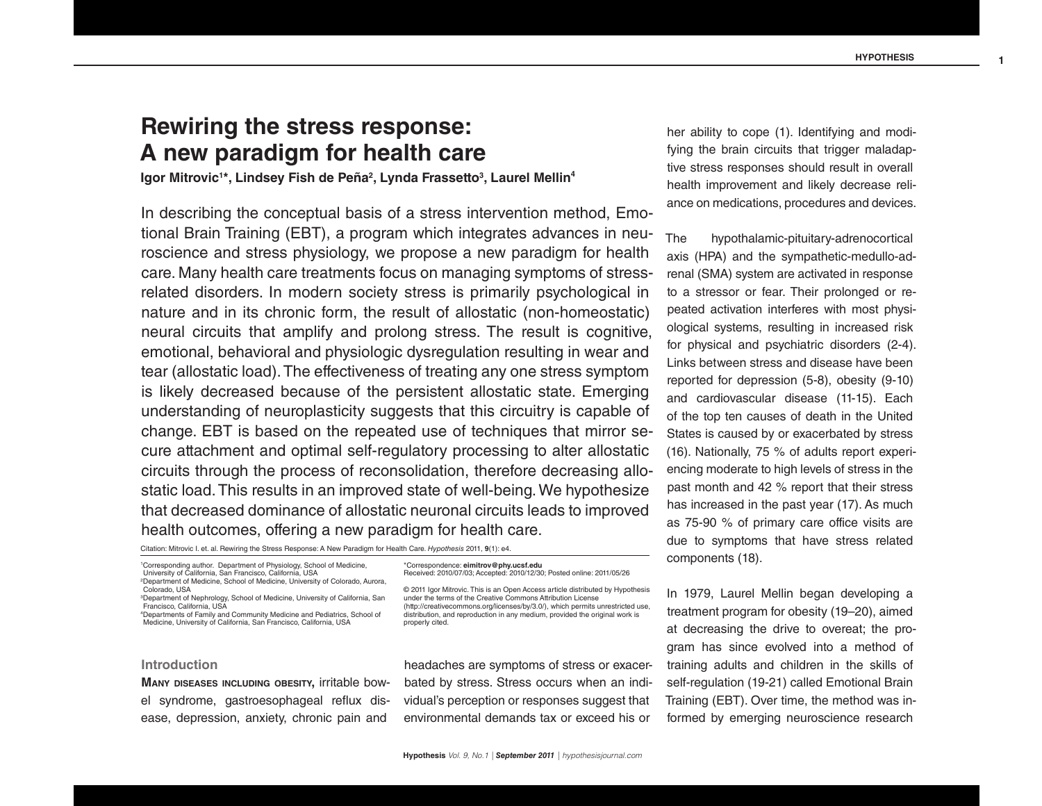# Rewiring the stress response: A new paradigm for health care

**Igor Mitrovic[1]*, Lindsey Fish de Peña[2], Lynda Frassetto[3], Laurel Mellin[4]**

In describing the conceptual basis of a stress intervention method, Emotional Brain Training (EBT), a program which integrates advances in neuroscience and stress physiology, we propose a new paradigm for health care. Many health care treatments focus on managing symptoms of stress-related disorders. In modern society stress is primarily psychological in nature and in its chronic form, the result of allostatic (non-homeostatic) neural circuits that amplify and prolong stress. The result is cognitive, emotional, behavioral and physiologic dysregulation resulting in wear and tear (allostatic load). The effectiveness of treating any one stress symptom is likely decreased because of the persistent allostatic state. Emerging understanding of neuroplasticity suggests that this circuitry is capable of change. EBT is based on the repeated use of techniques that mirror secure attachment and optimal self-regulatory processing to alter allostatic circuits through the process of reconsolidation, therefore decreasing allostatic load. This results in an improved state of well-being. We hypothesize that decreased dominance of allostatic neuronal circuits leads to improved health outcomes, offering a new paradigm for health care.

Citation: Mitrovic I. et. al. Rewiring the Stress Response: A New Paradigm for Health Care. *Hypothesis* 2011, **9**(1): e4.

[1]Corresponding author. Department of Physiology, School of Medicine, University of California, San Francisco, California, USA
[2]Department of Medicine, School of Medicine, University of Colorado, Aurora, Colorado, USA
[3]Department of Nephrology, School of Medicine, University of California, San Francisco, California, USA
[4]Departments of Family and Community Medicine and Pediatrics, School of Medicine, University of California, San Francisco, California, USA

*Correspondence: **eimitrov@phy.ucsf.edu**
Received: 2010/07/03; Accepted: 2010/12/30; Posted online: 2011/05/26

© 2011 Igor Mitrovic. This is an Open Access article distributed by Hypothesis under the terms of the Creative Commons Attribution License (http://creativecommons.org/licenses/by/3.0/), which permits unrestricted use, distribution, and reproduction in any medium, provided the original work is properly cited.

## Introduction

**Many diseases including obesity,** irritable bowel syndrome, gastroesophageal reflux disease, depression, anxiety, chronic pain and headaches are symptoms of stress or exacerbated by stress. Stress occurs when an individual's perception or responses suggest that environmental demands tax or exceed his or her ability to cope (1). Identifying and modifying the brain circuits that trigger maladaptive stress responses should result in overall health improvement and likely decrease reliance on medications, procedures and devices.

The hypothalamic-pituitary-adrenocortical axis (HPA) and the sympathetic-medullo-adrenal (SMA) system are activated in response to a stressor or fear. Their prolonged or repeated activation interferes with most physiological systems, resulting in increased risk for physical and psychiatric disorders (2-4). Links between stress and disease have been reported for depression (5-8), obesity (9-10) and cardiovascular disease (11-15). Each of the top ten causes of death in the United States is caused by or exacerbated by stress (16). Nationally, 75 % of adults report experiencing moderate to high levels of stress in the past month and 42 % report that their stress has increased in the past year (17). As much as 75-90 % of primary care office visits are due to symptoms that have stress related components (18).

In 1979, Laurel Mellin began developing a treatment program for obesity (19–20), aimed at decreasing the drive to overeat; the program has since evolved into a method of training adults and children in the skills of self-regulation (19-21) called Emotional Brain Training (EBT). Over time, the method was informed by emerging neuroscience research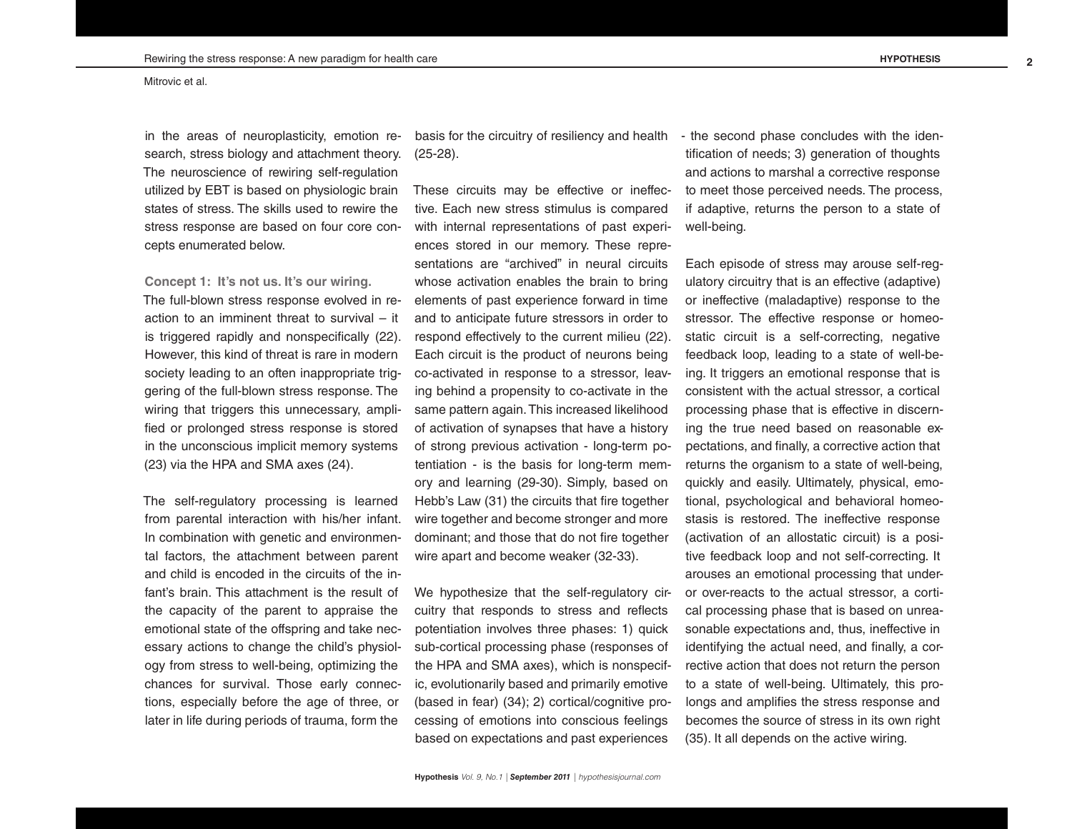in the areas of neuroplasticity, emotion research, stress biology and attachment theory. The neuroscience of rewiring self-regulation utilized by EBT is based on physiologic brain states of stress. The skills used to rewire the stress response are based on four core concepts enumerated below.

**Concept 1: It's not us. It's our wiring.**

The full-blown stress response evolved in reaction to an imminent threat to survival – it is triggered rapidly and nonspecifically (22). However, this kind of threat is rare in modern society leading to an often inappropriate triggering of the full-blown stress response. The wiring that triggers this unnecessary, amplified or prolonged stress response is stored in the unconscious implicit memory systems (23) via the HPA and SMA axes (24).

The self-regulatory processing is learned from parental interaction with his/her infant. In combination with genetic and environmental factors, the attachment between parent and child is encoded in the circuits of the infant's brain. This attachment is the result of the capacity of the parent to appraise the emotional state of the offspring and take necessary actions to change the child's physiology from stress to well-being, optimizing the chances for survival. Those early connections, especially before the age of three, or later in life during periods of trauma, form the basis for the circuitry of resiliency and health (25-28).

These circuits may be effective or ineffective. Each new stress stimulus is compared with internal representations of past experiences stored in our memory. These representations are "archived" in neural circuits whose activation enables the brain to bring elements of past experience forward in time and to anticipate future stressors in order to respond effectively to the current milieu (22). Each circuit is the product of neurons being co-activated in response to a stressor, leaving behind a propensity to co-activate in the same pattern again. This increased likelihood of activation of synapses that have a history of strong previous activation - long-term potentiation - is the basis for long-term memory and learning (29-30). Simply, based on Hebb's Law (31) the circuits that fire together wire together and become stronger and more dominant; and those that do not fire together wire apart and become weaker (32-33).

We hypothesize that the self-regulatory circuitry that responds to stress and reflects potentiation involves three phases: 1) quick sub-cortical processing phase (responses of the HPA and SMA axes), which is nonspecific, evolutionarily based and primarily emotive (based in fear) (34); 2) cortical/cognitive processing of emotions into conscious feelings based on expectations and past experiences - the second phase concludes with the identification of needs; 3) generation of thoughts and actions to marshal a corrective response to meet those perceived needs. The process, if adaptive, returns the person to a state of well-being.

Each episode of stress may arouse self-regulatory circuitry that is an effective (adaptive) or ineffective (maladaptive) response to the stressor. The effective response or homeostatic circuit is a self-correcting, negative feedback loop, leading to a state of well-being. It triggers an emotional response that is consistent with the actual stressor, a cortical processing phase that is effective in discerning the true need based on reasonable expectations, and finally, a corrective action that returns the organism to a state of well-being, quickly and easily. Ultimately, physical, emotional, psychological and behavioral homeostasis is restored. The ineffective response (activation of an allostatic circuit) is a positive feedback loop and not self-correcting. It arouses an emotional processing that under- or over-reacts to the actual stressor, a cortical processing phase that is based on unreasonable expectations and, thus, ineffective in identifying the actual need, and finally, a corrective action that does not return the person to a state of well-being. Ultimately, this prolongs and amplifies the stress response and becomes the source of stress in its own right (35). It all depends on the active wiring.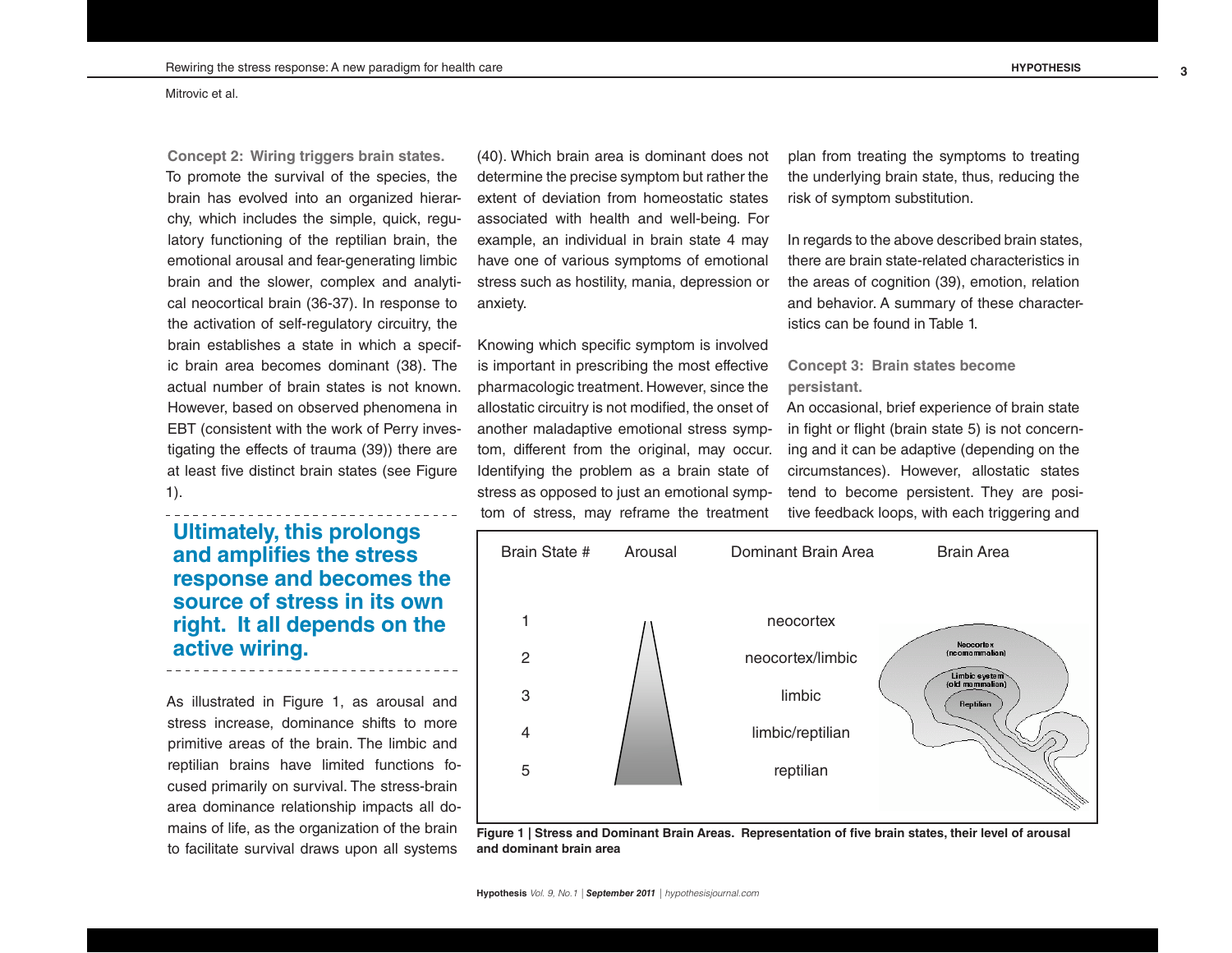**Concept 2: Wiring triggers brain states.** To promote the survival of the species, the brain has evolved into an organized hierarchy, which includes the simple, quick, regulatory functioning of the reptilian brain, the emotional arousal and fear-generating limbic brain and the slower, complex and analytical neocortical brain (36-37). In response to the activation of self-regulatory circuitry, the brain establishes a state in which a specific brain area becomes dominant (38). The actual number of brain states is not known. However, based on observed phenomena in EBT (consistent with the work of Perry investigating the effects of trauma (39)) there are at least five distinct brain states (see Figure 1).

**Ultimately, this prolongs and amplifies the stress response and becomes the source of stress in its own right. It all depends on the active wiring.**

As illustrated in Figure 1, as arousal and stress increase, dominance shifts to more primitive areas of the brain. The limbic and reptilian brains have limited functions focused primarily on survival. The stress-brain area dominance relationship impacts all domains of life, as the organization of the brain to facilitate survival draws upon all systems (40). Which brain area is dominant does not determine the precise symptom but rather the extent of deviation from homeostatic states associated with health and well-being. For example, an individual in brain state 4 may have one of various symptoms of emotional stress such as hostility, mania, depression or anxiety.

Knowing which specific symptom is involved is important in prescribing the most effective pharmacologic treatment. However, since the allostatic circuitry is not modified, the onset of another maladaptive emotional stress symptom, different from the original, may occur. Identifying the problem as a brain state of stress as opposed to just an emotional symptom of stress, may reframe the treatment plan from treating the symptoms to treating the underlying brain state, thus, reducing the risk of symptom substitution.

In regards to the above described brain states, there are brain state-related characteristics in the areas of cognition (39), emotion, relation and behavior. A summary of these characteristics can be found in Table 1.

**Concept 3: Brain states become persistant.** An occasional, brief experience of brain state in fight or flight (brain state 5) is not concerning and it can be adaptive (depending on the circumstances). However, allostatic states tend to become persistent. They are positive feedback loops, with each triggering and

| Brain State # | Arousal | Dominant Brain Area | Brain Area |
|---|---|---|---|
| 1 | | neocortex | |
| 2 | | neocortex/limbic | |
| 3 | | limbic | |
| 4 | | limbic/reptilian | |
| 5 | | reptilian | |

**Figure 1 | Stress and Dominant Brain Areas. Representation of five brain states, their level of arousal and dominant brain area**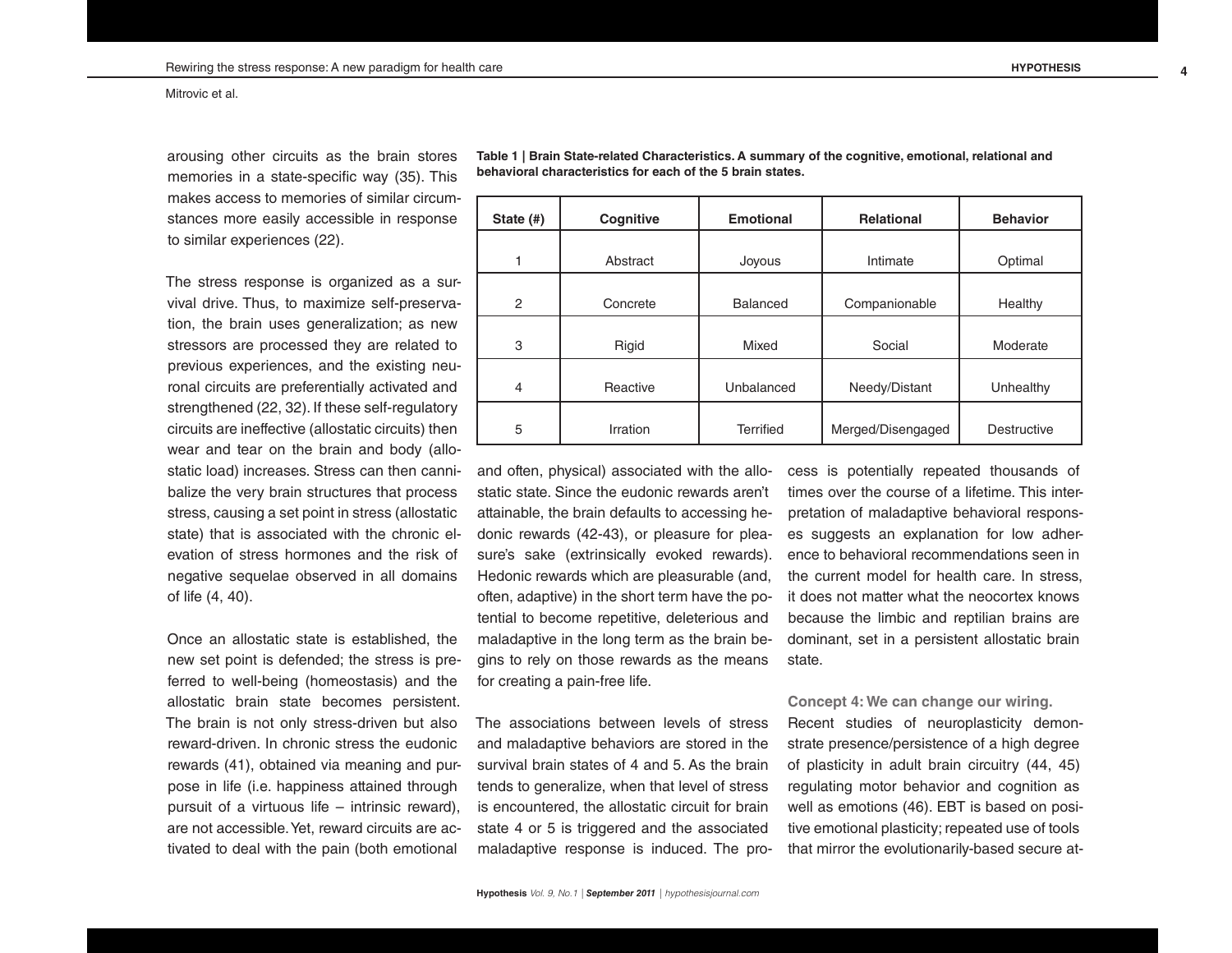arousing other circuits as the brain stores memories in a state-specific way (35). This makes access to memories of similar circumstances more easily accessible in response to similar experiences (22).

The stress response is organized as a survival drive. Thus, to maximize self-preservation, the brain uses generalization; as new stressors are processed they are related to previous experiences, and the existing neuronal circuits are preferentially activated and strengthened (22, 32). If these self-regulatory circuits are ineffective (allostatic circuits) then wear and tear on the brain and body (allostatic load) increases. Stress can then cannibalize the very brain structures that process stress, causing a set point in stress (allostatic state) that is associated with the chronic elevation of stress hormones and the risk of negative sequelae observed in all domains of life (4, 40).

Once an allostatic state is established, the new set point is defended; the stress is preferred to well-being (homeostasis) and the allostatic brain state becomes persistent. The brain is not only stress-driven but also reward-driven. In chronic stress the eudonic rewards (41), obtained via meaning and purpose in life (i.e. happiness attained through pursuit of a virtuous life – intrinsic reward), are not accessible. Yet, reward circuits are activated to deal with the pain (both emotional and often, physical) associated with the allostatic state. Since the eudonic rewards aren't attainable, the brain defaults to accessing hedonic rewards (42-43), or pleasure for pleasure's sake (extrinsically evoked rewards). Hedonic rewards which are pleasurable (and, often, adaptive) in the short term have the potential to become repetitive, deleterious and maladaptive in the long term as the brain begins to rely on those rewards as the means for creating a pain-free life.

**Table 1 | Brain State-related Characteristics. A summary of the cognitive, emotional, relational and behavioral characteristics for each of the 5 brain states.**

| State (#) | Cognitive | Emotional | Relational | Behavior |
|---|---|---|---|---|
| 1 | Abstract | Joyous | Intimate | Optimal |
| 2 | Concrete | Balanced | Companionable | Healthy |
| 3 | Rigid | Mixed | Social | Moderate |
| 4 | Reactive | Unbalanced | Needy/Distant | Unhealthy |
| 5 | Irration | Terrified | Merged/Disengaged | Destructive |

The associations between levels of stress and maladaptive behaviors are stored in the survival brain states of 4 and 5. As the brain tends to generalize, when that level of stress is encountered, the allostatic circuit for brain state 4 or 5 is triggered and the associated maladaptive response is induced. The process is potentially repeated thousands of times over the course of a lifetime. This interpretation of maladaptive behavioral responses suggests an explanation for low adherence to behavioral recommendations seen in the current model for health care. In stress, it does not matter what the neocortex knows because the limbic and reptilian brains are dominant, set in a persistent allostatic brain state.

**Concept 4: We can change our wiring.**

Recent studies of neuroplasticity demonstrate presence/persistence of a high degree of plasticity in adult brain circuitry (44, 45) regulating motor behavior and cognition as well as emotions (46). EBT is based on positive emotional plasticity; repeated use of tools that mirror the evolutionarily-based secure at-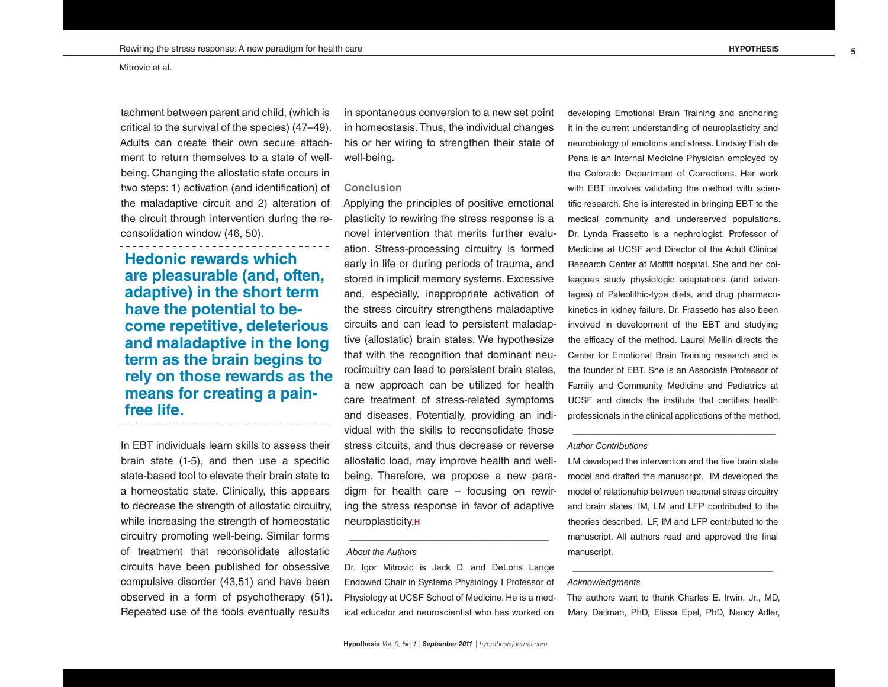tachment between parent and child, (which is critical to the survival of the species) (47–49). Adults can create their own secure attachment to return themselves to a state of well-being. Changing the allostatic state occurs in two steps: 1) activation (and identification) of the maladaptive circuit and 2) alteration of the circuit through intervention during the reconsolidation window (46, 50).

**Hedonic rewards which are pleasurable (and, often, adaptive) in the short term have the potential to become repetitive, deleterious and maladaptive in the long term as the brain begins to rely on those rewards as the means for creating a pain-free life.**

In EBT individuals learn skills to assess their brain state (1-5), and then use a specific state-based tool to elevate their brain state to a homeostatic state. Clinically, this appears to decrease the strength of allostatic circuitry, while increasing the strength of homeostatic circuitry promoting well-being. Similar forms of treatment that reconsolidate allostatic circuits have been published for obsessive compulsive disorder (43,51) and have been observed in a form of psychotherapy (51). Repeated use of the tools eventually results in spontaneous conversion to a new set point in homeostasis. Thus, the individual changes his or her wiring to strengthen their state of well-being.

## Conclusion

Applying the principles of positive emotional plasticity to rewiring the stress response is a novel intervention that merits further evaluation. Stress-processing circuitry is formed early in life or during periods of trauma, and stored in implicit memory systems. Excessive and, especially, inappropriate activation of the stress circuitry strengthens maladaptive circuits and can lead to persistent maladaptive (allostatic) brain states. We hypothesize that with the recognition that dominant neurocircuitry can lead to persistent brain states, a new approach can be utilized for health care treatment of stress-related symptoms and diseases. Potentially, providing an individual with the skills to reconsolidate those stress citcuits, and thus decrease or reverse allostatic load, may improve health and well-being. Therefore, we propose a new paradigm for health care – focusing on rewiring the stress response in favor of adaptive neuroplasticity.**H**

---

*About the Authors*

Dr. Igor Mitrovic is Jack D. and DeLoris Lange Endowed Chair in Systems Physiology I Professor of Physiology at UCSF School of Medicine. He is a medical educator and neuroscientist who has worked on developing Emotional Brain Training and anchoring it in the current understanding of neuroplasticity and neurobiology of emotions and stress. Lindsey Fish de Pena is an Internal Medicine Physician employed by the Colorado Department of Corrections. Her work with EBT involves validating the method with scientific research. She is interested in bringing EBT to the medical community and underserved populations. Dr. Lynda Frassetto is a nephrologist, Professor of Medicine at UCSF and Director of the Adult Clinical Research Center at Moffitt hospital. She and her colleagues study physiologic adaptations (and advantages) of Paleolithic-type diets, and drug pharmacokinetics in kidney failure. Dr. Frassetto has also been involved in development of the EBT and studying the efficacy of the method. Laurel Mellin directs the Center for Emotional Brain Training research and is the founder of EBT. She is an Associate Professor of Family and Community Medicine and Pediatrics at UCSF and directs the institute that certifies health professionals in the clinical applications of the method.

---

*Author Contributions*

LM developed the intervention and the five brain state model and drafted the manuscript. IM developed the model of relationship between neuronal stress circuitry and brain states. IM, LM and LFP contributed to the theories described. LF, IM and LFP contributed to the manuscript. All authors read and approved the final manuscript.

---

*Acknowledgments*

The authors want to thank Charles E. Irwin, Jr., MD, Mary Dallman, PhD, Elissa Epel, PhD, Nancy Adler,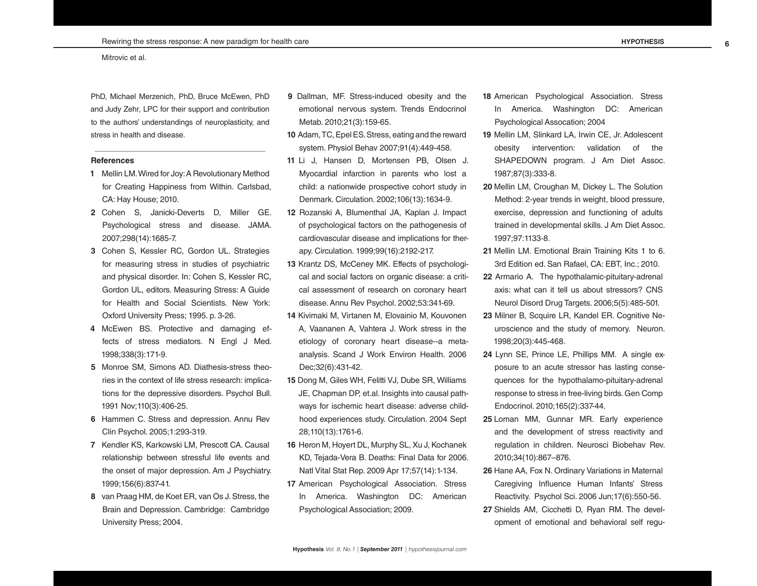PhD, Michael Merzenich, PhD, Bruce McEwen, PhD and Judy Zehr, LPC for their support and contribution to the authors' understandings of neuroplasticity, and stress in health and disease.

---

### References

1. Mellin LM. Wired for Joy: A Revolutionary Method for Creating Happiness from Within. Carlsbad, CA: Hay House; 2010.
2. Cohen S, Janicki-Deverts D, Miller GE. Psychological stress and disease. JAMA. 2007;298(14):1685-7.
3. Cohen S, Kessler RC, Gordon UL. Strategies for measuring stress in studies of psychiatric and physical disorder. In: Cohen S, Kessler RC, Gordon UL, editors. Measuring Stress: A Guide for Health and Social Scientists. New York: Oxford University Press; 1995. p. 3-26.
4. McEwen BS. Protective and damaging effects of stress mediators. N Engl J Med. 1998;338(3):171-9.
5. Monroe SM, Simons AD. Diathesis-stress theories in the context of life stress research: implications for the depressive disorders. Psychol Bull. 1991 Nov;110(3):406-25.
6. Hammen C. Stress and depression. Annu Rev Clin Psychol. 2005;1:293-319.
7. Kendler KS, Karkowski LM, Prescott CA. Causal relationship between stressful life events and the onset of major depression. Am J Psychiatry. 1999;156(6):837-41.
8. van Praag HM, de Koet ER, van Os J. Stress, the Brain and Depression. Cambridge: Cambridge University Press; 2004.
9. Dallman, MF. Stress-induced obesity and the emotional nervous system. Trends Endocrinol Metab. 2010;21(3):159-65.
10. Adam, TC, Epel ES. Stress, eating and the reward system. Physiol Behav 2007;91(4):449-458.
11. Li J, Hansen D, Mortensen PB, Olsen J. Myocardial infarction in parents who lost a child: a nationwide prospective cohort study in Denmark. Circulation. 2002;106(13):1634-9.
12. Rozanski A, Blumenthal JA, Kaplan J. Impact of psychological factors on the pathogenesis of cardiovascular disease and implications for therapy. Circulation. 1999;99(16):2192-217.
13. Krantz DS, McCeney MK. Effects of psychological and social factors on organic disease: a critical assessment of research on coronary heart disease. Annu Rev Psychol. 2002;53:341-69.
14. Kivimaki M, Virtanen M, Elovainio M, Kouvonen A, Vaananen A, Vahtera J. Work stress in the etiology of coronary heart disease--a meta-analysis. Scand J Work Environ Health. 2006 Dec;32(6):431-42.
15. Dong M, Giles WH, Felitti VJ, Dube SR, Williams JE, Chapman DP, et.al. Insights into causal pathways for ischemic heart disease: adverse childhood experiences study. Circulation. 2004 Sept 28;110(13):1761-6.
16. Heron M, Hoyert DL, Murphy SL, Xu J, Kochanek KD, Tejada-Vera B. Deaths: Final Data for 2006. Natl Vital Stat Rep. 2009 Apr 17;57(14):1-134.
17. American Psychological Association. Stress In America. Washington DC: American Psychological Association; 2009.
18. American Psychological Association. Stress In America. Washington DC: American Psychological Assocation; 2004
19. Mellin LM, Slinkard LA, Irwin CE, Jr. Adolescent obesity intervention: validation of the SHAPEDOWN program. J Am Diet Assoc. 1987;87(3):333-8.
20. Mellin LM, Croughan M, Dickey L. The Solution Method: 2-year trends in weight, blood pressure, exercise, depression and functioning of adults trained in developmental skills. J Am Diet Assoc. 1997;97:1133-8.
21. Mellin LM. Emotional Brain Training Kits 1 to 6. 3rd Edition ed. San Rafael, CA: EBT, Inc.; 2010.
22. Armario A. The hypothalamic-pituitary-adrenal axis: what can it tell us about stressors? CNS Neurol Disord Drug Targets. 2006;5(5):485-501.
23. Milner B, Scquire LR, Kandel ER. Cognitive Neuroscience and the study of memory. Neuron. 1998;20(3):445-468.
24. Lynn SE, Prince LE, Phillips MM. A single exposure to an acute stressor has lasting consequences for the hypothalamo-pituitary-adrenal response to stress in free-living birds. Gen Comp Endocrinol. 2010;165(2):337-44.
25. Loman MM, Gunnar MR. Early experience and the development of stress reactivity and regulation in children. Neurosci Biobehav Rev. 2010;34(10):867–876.
26. Hane AA, Fox N. Ordinary Variations in Maternal Caregiving Influence Human Infants' Stress Reactivity. Psychol Sci. 2006 Jun;17(6):550-56.
27. Shields AM, Cicchetti D, Ryan RM. The development of emotional and behavioral self regu-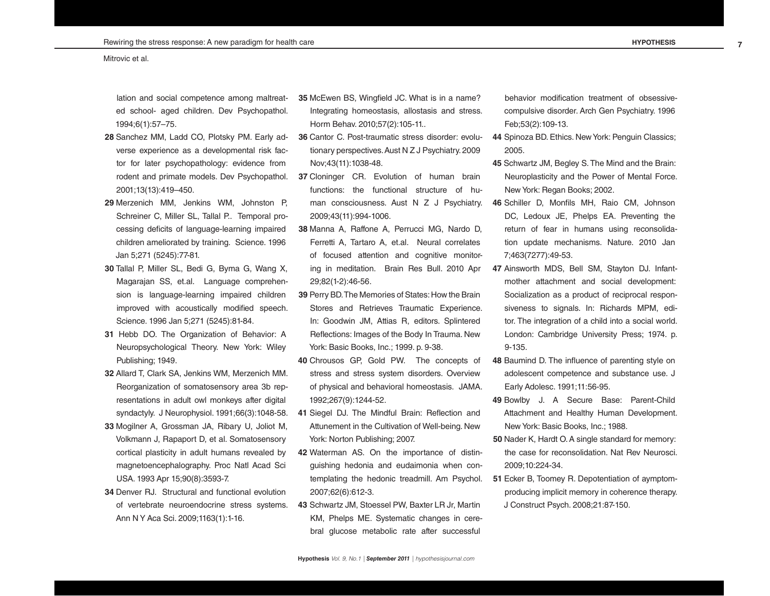lation and social competence among maltreated school- aged children. Dev Psychopathol. 1994;6(1):57–75.

**28** Sanchez MM, Ladd CO, Plotsky PM. Early adverse experience as a developmental risk factor for later psychopathology: evidence from rodent and primate models. Dev Psychopathol. 2001;13(13):419–450.

**29** Merzenich MM, Jenkins WM, Johnston P, Schreiner C, Miller SL, Tallal P.. Temporal processing deficits of language-learning impaired children ameliorated by training. Science. 1996 Jan 5;271 (5245):77-81.

**30** Tallal P, Miller SL, Bedi G, Byma G, Wang X, Magarajan SS, et.al. Language comprehension is language-learning impaired children improved with acoustically modified speech. Science. 1996 Jan 5;271 (5245):81-84.

**31** Hebb DO. The Organization of Behavior: A Neuropsychological Theory. New York: Wiley Publishing; 1949.

**32** Allard T, Clark SA, Jenkins WM, Merzenich MM. Reorganization of somatosensory area 3b representations in adult owl monkeys after digital syndactyly. J Neurophysiol. 1991;66(3):1048-58.

**33** Mogilner A, Grossman JA, Ribary U, Joliot M, Volkmann J, Rapaport D, et al. Somatosensory cortical plasticity in adult humans revealed by magnetoencephalography. Proc Natl Acad Sci USA. 1993 Apr 15;90(8):3593-7.

**34** Denver RJ. Structural and functional evolution of vertebrate neuroendocrine stress systems. Ann N Y Aca Sci. 2009;1163(1):1-16.

**35** McEwen BS, Wingfield JC. What is in a name? Integrating homeostasis, allostasis and stress. Horm Behav. 2010;57(2):105-11..

**36** Cantor C. Post-traumatic stress disorder: evolutionary perspectives. Aust N Z J Psychiatry. 2009 Nov;43(11):1038-48.

**37** Cloninger CR. Evolution of human brain functions: the functional structure of human consciousness. Aust N Z J Psychiatry. 2009;43(11):994-1006.

**38** Manna A, Raffone A, Perrucci MG, Nardo D, Ferretti A, Tartaro A, et.al. Neural correlates of focused attention and cognitive monitoring in meditation. Brain Res Bull. 2010 Apr 29;82(1-2):46-56.

**39** Perry BD. The Memories of States: How the Brain Stores and Retrieves Traumatic Experience. In: Goodwin JM, Attias R, editors. Splintered Reflections: Images of the Body In Trauma. New York: Basic Books, Inc.; 1999. p. 9-38.

**40** Chrousos GP, Gold PW. The concepts of stress and stress system disorders. Overview of physical and behavioral homeostasis. JAMA. 1992;267(9):1244-52.

**41** Siegel DJ. The Mindful Brain: Reflection and Attunement in the Cultivation of Well-being. New York: Norton Publishing; 2007.

**42** Waterman AS. On the importance of distinguishing hedonia and eudaimonia when contemplating the hedonic treadmill. Am Psychol. 2007;62(6):612-3.

**43** Schwartz JM, Stoessel PW, Baxter LR Jr, Martin KM, Phelps ME. Systematic changes in cerebral glucose metabolic rate after successful behavior modification treatment of obsessive-compulsive disorder. Arch Gen Psychiatry. 1996 Feb;53(2):109-13.

**44** Spinoza BD. Ethics. New York: Penguin Classics; 2005.

**45** Schwartz JM, Begley S. The Mind and the Brain: Neuroplasticity and the Power of Mental Force. New York: Regan Books; 2002.

**46** Schiller D, Monfils MH, Raio CM, Johnson DC, Ledoux JE, Phelps EA. Preventing the return of fear in humans using reconsolidation update mechanisms. Nature. 2010 Jan 7;463(7277):49-53.

**47** Ainsworth MDS, Bell SM, Stayton DJ. Infant-mother attachment and social development: Socialization as a product of reciprocal responsiveness to signals. In: Richards MPM, editor. The integration of a child into a social world. London: Cambridge University Press; 1974. p. 9-135.

**48** Baumind D. The influence of parenting style on adolescent competence and substance use. J Early Adolesc. 1991;11:56-95.

**49** Bowlby J. A Secure Base: Parent-Child Attachment and Healthy Human Development. New York: Basic Books, Inc.; 1988.

**50** Nader K, Hardt O. A single standard for memory: the case for reconsolidation. Nat Rev Neurosci. 2009;10:224-34.

**51** Ecker B, Toomey R. Depotentiation of aymptom-producing implicit memory in coherence therapy. J Construct Psych. 2008;21:87-150.